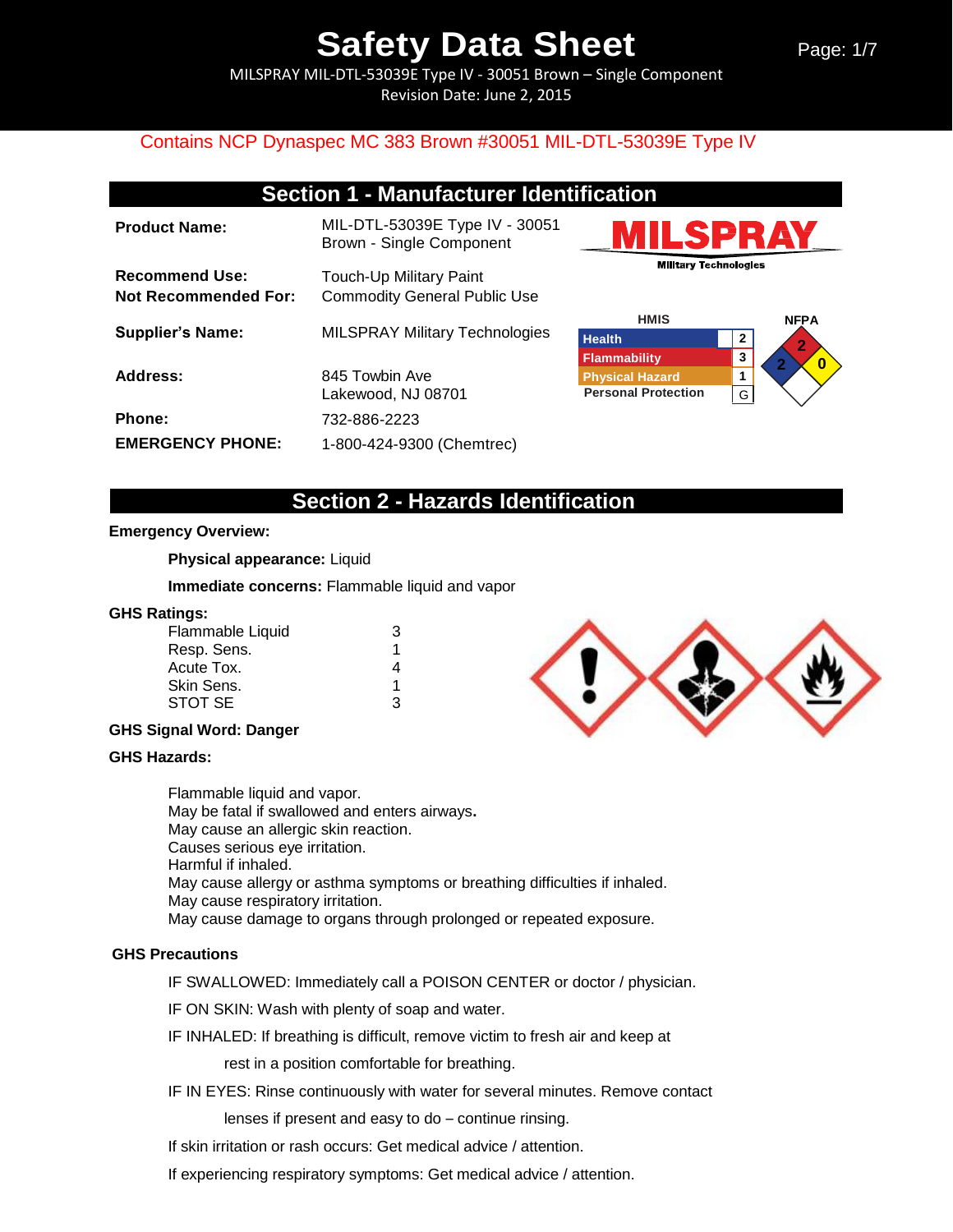# Safety Data Sheet

MILSPRAY MIL-DTL-53039E Type IV - 30051 Brown – Single Component
Revision Date: June 2, 2015

Contains NCP Dynaspec MC 383 Brown #30051 MIL-DTL-53039E Type IV

## Section 1 - Manufacturer Identification

| | |
|---|---|
| **Product Name:** | MIL-DTL-53039E Type IV - 30051 Brown - Single Component |
| **Recommend Use:** | Touch-Up Military Paint |
| **Not Recommended For:** | Commodity General Public Use |
| **Supplier's Name:** | MILSPRAY Military Technologies |
| **Address:** | 845 Towbin Ave<br>Lakewood, NJ 08701 |
| **Phone:** | 732-886-2223 |
| **EMERGENCY PHONE:** | 1-800-424-9300 (Chemtrec) |

MILSPRAY
Military Technologies

**HMIS**

| | |
|---|---|
| Health | 2 |
| Flammability | 3 |
| Physical Hazard | 1 |
| Personal Protection | G |

**NFPA**: Health 2, Flammability 2, Reactivity 0

## Section 2 - Hazards Identification

**Emergency Overview:**

**Physical appearance:** Liquid

**Immediate concerns:** Flammable liquid and vapor

**GHS Ratings:**

| | |
|---|---|
| Flammable Liquid | 3 |
| Resp. Sens. | 1 |
| Acute Tox. | 4 |
| Skin Sens. | 1 |
| STOT SE | 3 |

**GHS Signal Word: Danger**

**GHS Hazards:**

Flammable liquid and vapor.
May be fatal if swallowed and enters airways.
May cause an allergic skin reaction.
Causes serious eye irritation.
Harmful if inhaled.
May cause allergy or asthma symptoms or breathing difficulties if inhaled.
May cause respiratory irritation.
May cause damage to organs through prolonged or repeated exposure.

**GHS Precautions**

IF SWALLOWED: Immediately call a POISON CENTER or doctor / physician.

IF ON SKIN: Wash with plenty of soap and water.

IF INHALED: If breathing is difficult, remove victim to fresh air and keep at rest in a position comfortable for breathing.

IF IN EYES: Rinse continuously with water for several minutes. Remove contact lenses if present and easy to do – continue rinsing.

If skin irritation or rash occurs: Get medical advice / attention.

If experiencing respiratory symptoms: Get medical advice / attention.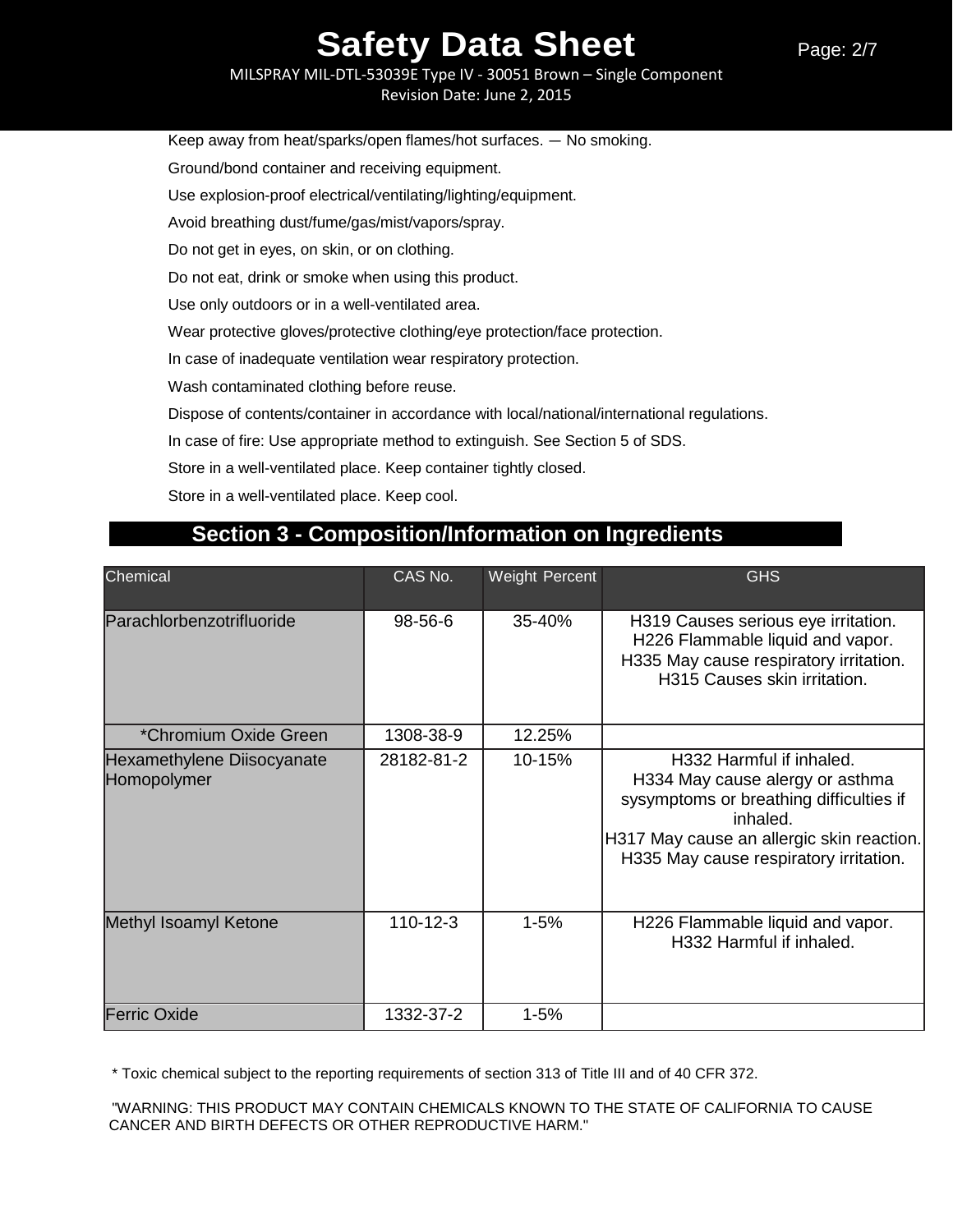Keep away from heat/sparks/open flames/hot surfaces. — No smoking.

Ground/bond container and receiving equipment.

Use explosion-proof electrical/ventilating/lighting/equipment.

Avoid breathing dust/fume/gas/mist/vapors/spray.

Do not get in eyes, on skin, or on clothing.

Do not eat, drink or smoke when using this product.

Use only outdoors or in a well-ventilated area.

Wear protective gloves/protective clothing/eye protection/face protection.

In case of inadequate ventilation wear respiratory protection.

Wash contaminated clothing before reuse.

Dispose of contents/container in accordance with local/national/international regulations.

In case of fire: Use appropriate method to extinguish. See Section 5 of SDS.

Store in a well-ventilated place. Keep container tightly closed.

Store in a well-ventilated place. Keep cool.

## Section 3 - Composition/Information on Ingredients

| Chemical | CAS No. | Weight Percent | GHS |
|---|---|---|---|
| Parachlorbenzotrifluoride | 98-56-6 | 35-40% | H319 Causes serious eye irritation.<br>H226 Flammable liquid and vapor.<br>H335 May cause respiratory irritation.<br>H315 Causes skin irritation. |
| *Chromium Oxide Green | 1308-38-9 | 12.25% | |
| Hexamethylene Diisocyanate Homopolymer | 28182-81-2 | 10-15% | H332 Harmful if inhaled.<br>H334 May cause alergy or asthma sysymptoms or breathing difficulties if inhaled.<br>H317 May cause an allergic skin reaction.<br>H335 May cause respiratory irritation. |
| Methyl Isoamyl Ketone | 110-12-3 | 1-5% | H226 Flammable liquid and vapor.<br>H332 Harmful if inhaled. |
| Ferric Oxide | 1332-37-2 | 1-5% | |

* Toxic chemical subject to the reporting requirements of section 313 of Title III and of 40 CFR 372.

"WARNING: THIS PRODUCT MAY CONTAIN CHEMICALS KNOWN TO THE STATE OF CALIFORNIA TO CAUSE CANCER AND BIRTH DEFECTS OR OTHER REPRODUCTIVE HARM."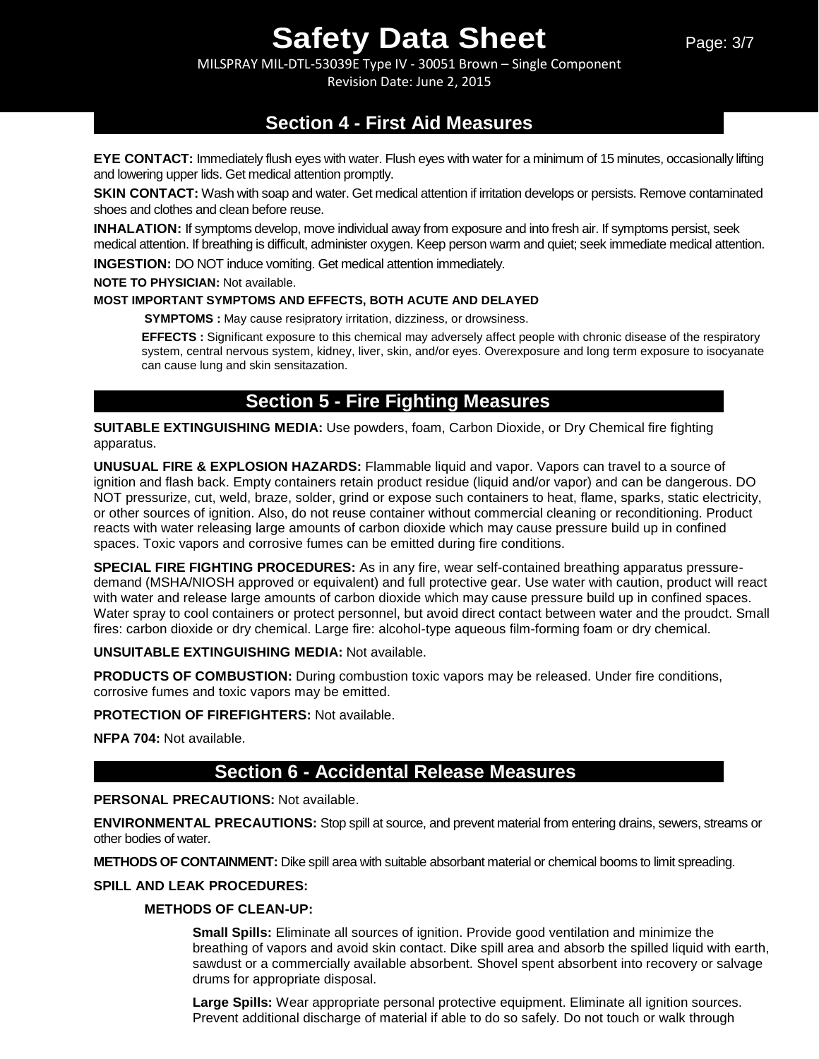## Section 4 - First Aid Measures

**EYE CONTACT:** Immediately flush eyes with water. Flush eyes with water for a minimum of 15 minutes, occasionally lifting and lowering upper lids. Get medical attention promptly.

**SKIN CONTACT:** Wash with soap and water. Get medical attention if irritation develops or persists. Remove contaminated shoes and clothes and clean before reuse.

**INHALATION:** If symptoms develop, move individual away from exposure and into fresh air. If symptoms persist, seek medical attention. If breathing is difficult, administer oxygen. Keep person warm and quiet; seek immediate medical attention.

**INGESTION:** DO NOT induce vomiting. Get medical attention immediately.

**NOTE TO PHYSICIAN:** Not available.

**MOST IMPORTANT SYMPTOMS AND EFFECTS, BOTH ACUTE AND DELAYED**

**SYMPTOMS :** May cause resipratory irritation, dizziness, or drowsiness.

**EFFECTS :** Significant exposure to this chemical may adversely affect people with chronic disease of the respiratory system, central nervous system, kidney, liver, skin, and/or eyes. Overexposure and long term exposure to isocyanate can cause lung and skin sensitazation.

## Section 5 - Fire Fighting Measures

**SUITABLE EXTINGUISHING MEDIA:** Use powders, foam, Carbon Dioxide, or Dry Chemical fire fighting apparatus.

**UNUSUAL FIRE & EXPLOSION HAZARDS:** Flammable liquid and vapor. Vapors can travel to a source of ignition and flash back. Empty containers retain product residue (liquid and/or vapor) and can be dangerous. DO NOT pressurize, cut, weld, braze, solder, grind or expose such containers to heat, flame, sparks, static electricity, or other sources of ignition. Also, do not reuse container without commercial cleaning or reconditioning. Product reacts with water releasing large amounts of carbon dioxide which may cause pressure build up in confined spaces. Toxic vapors and corrosive fumes can be emitted during fire conditions.

**SPECIAL FIRE FIGHTING PROCEDURES:** As in any fire, wear self-contained breathing apparatus pressure-demand (MSHA/NIOSH approved or equivalent) and full protective gear. Use water with caution, product will react with water and release large amounts of carbon dioxide which may cause pressure build up in confined spaces. Water spray to cool containers or protect personnel, but avoid direct contact between water and the proudct. Small fires: carbon dioxide or dry chemical. Large fire: alcohol-type aqueous film-forming foam or dry chemical.

**UNSUITABLE EXTINGUISHING MEDIA:** Not available.

**PRODUCTS OF COMBUSTION:** During combustion toxic vapors may be released. Under fire conditions, corrosive fumes and toxic vapors may be emitted.

**PROTECTION OF FIREFIGHTERS:** Not available.

**NFPA 704:** Not available.

## Section 6 - Accidental Release Measures

**PERSONAL PRECAUTIONS:** Not available.

**ENVIRONMENTAL PRECAUTIONS:** Stop spill at source, and prevent material from entering drains, sewers, streams or other bodies of water.

**METHODS OF CONTAINMENT:** Dike spill area with suitable absorbant material or chemical booms to limit spreading.

**SPILL AND LEAK PROCEDURES:**

**METHODS OF CLEAN-UP:**

**Small Spills:** Eliminate all sources of ignition. Provide good ventilation and minimize the breathing of vapors and avoid skin contact. Dike spill area and absorb the spilled liquid with earth, sawdust or a commercially available absorbent. Shovel spent absorbent into recovery or salvage drums for appropriate disposal.

**Large Spills:** Wear appropriate personal protective equipment. Eliminate all ignition sources. Prevent additional discharge of material if able to do so safely. Do not touch or walk through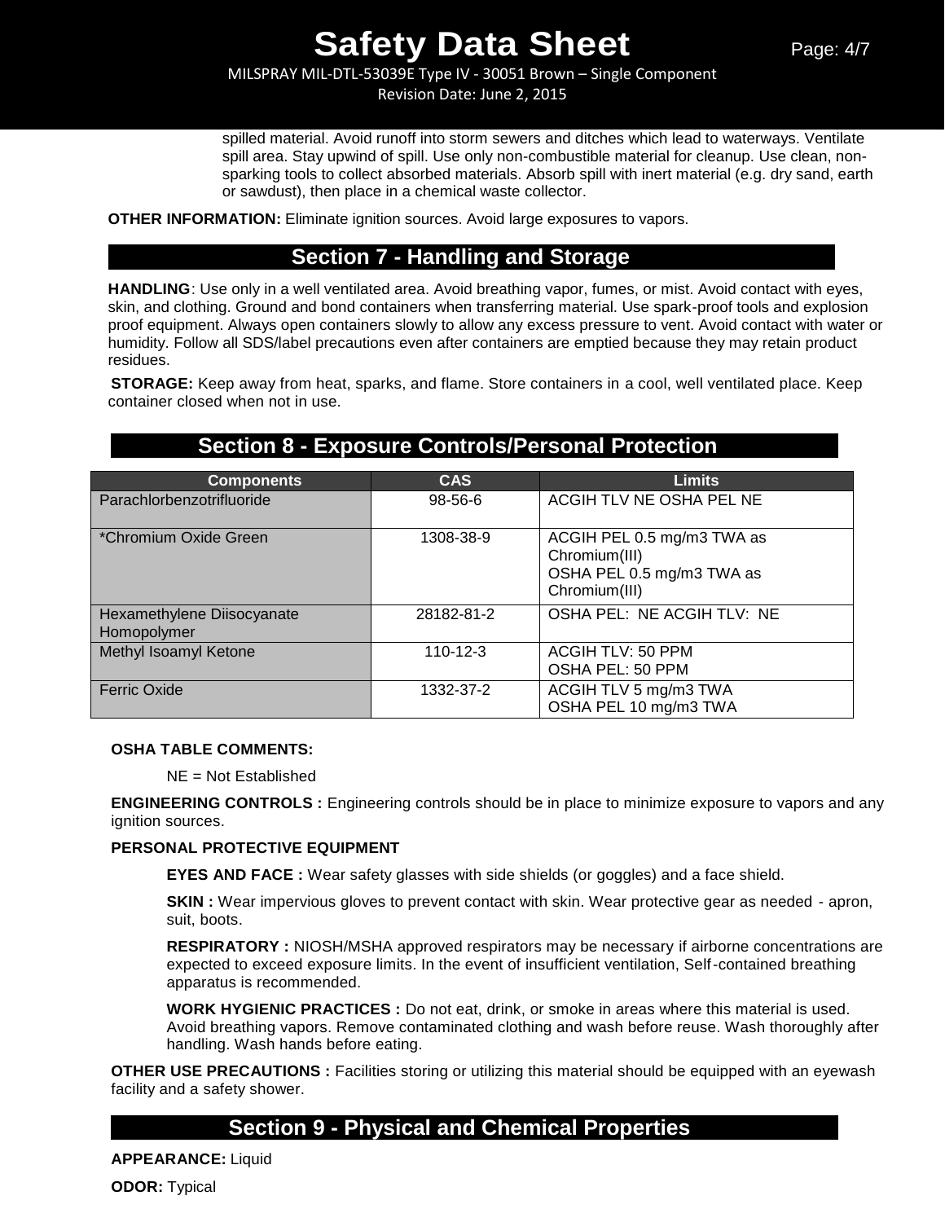spilled material. Avoid runoff into storm sewers and ditches which lead to waterways. Ventilate spill area. Stay upwind of spill. Use only non-combustible material for cleanup. Use clean, non-sparking tools to collect absorbed materials. Absorb spill with inert material (e.g. dry sand, earth or sawdust), then place in a chemical waste collector.

**OTHER INFORMATION:** Eliminate ignition sources. Avoid large exposures to vapors.

## Section 7 - Handling and Storage

**HANDLING**: Use only in a well ventilated area. Avoid breathing vapor, fumes, or mist. Avoid contact with eyes, skin, and clothing. Ground and bond containers when transferring material. Use spark-proof tools and explosion proof equipment. Always open containers slowly to allow any excess pressure to vent. Avoid contact with water or humidity. Follow all SDS/label precautions even after containers are emptied because they may retain product residues.

**STORAGE:** Keep away from heat, sparks, and flame. Store containers in a cool, well ventilated place. Keep container closed when not in use.

## Section 8 - Exposure Controls/Personal Protection

| Components | CAS | Limits |
|---|---|---|
| Parachlorbenzotrifluoride | 98-56-6 | ACGIH TLV NE OSHA PEL NE |
| *Chromium Oxide Green | 1308-38-9 | ACGIH PEL 0.5 mg/m3 TWA as Chromium(III)<br>OSHA PEL 0.5 mg/m3 TWA as Chromium(III) |
| Hexamethylene Diisocyanate Homopolymer | 28182-81-2 | OSHA PEL: NE ACGIH TLV: NE |
| Methyl Isoamyl Ketone | 110-12-3 | ACGIH TLV: 50 PPM<br>OSHA PEL: 50 PPM |
| Ferric Oxide | 1332-37-2 | ACGIH TLV 5 mg/m3 TWA<br>OSHA PEL 10 mg/m3 TWA |

**OSHA TABLE COMMENTS:**

NE = Not Established

**ENGINEERING CONTROLS :** Engineering controls should be in place to minimize exposure to vapors and any ignition sources.

**PERSONAL PROTECTIVE EQUIPMENT**

**EYES AND FACE :** Wear safety glasses with side shields (or goggles) and a face shield.

**SKIN :** Wear impervious gloves to prevent contact with skin. Wear protective gear as needed - apron, suit, boots.

**RESPIRATORY :** NIOSH/MSHA approved respirators may be necessary if airborne concentrations are expected to exceed exposure limits. In the event of insufficient ventilation, Self-contained breathing apparatus is recommended.

**WORK HYGIENIC PRACTICES :** Do not eat, drink, or smoke in areas where this material is used. Avoid breathing vapors. Remove contaminated clothing and wash before reuse. Wash thoroughly after handling. Wash hands before eating.

**OTHER USE PRECAUTIONS :** Facilities storing or utilizing this material should be equipped with an eyewash facility and a safety shower.

## Section 9 - Physical and Chemical Properties

**APPEARANCE:** Liquid

**ODOR:** Typical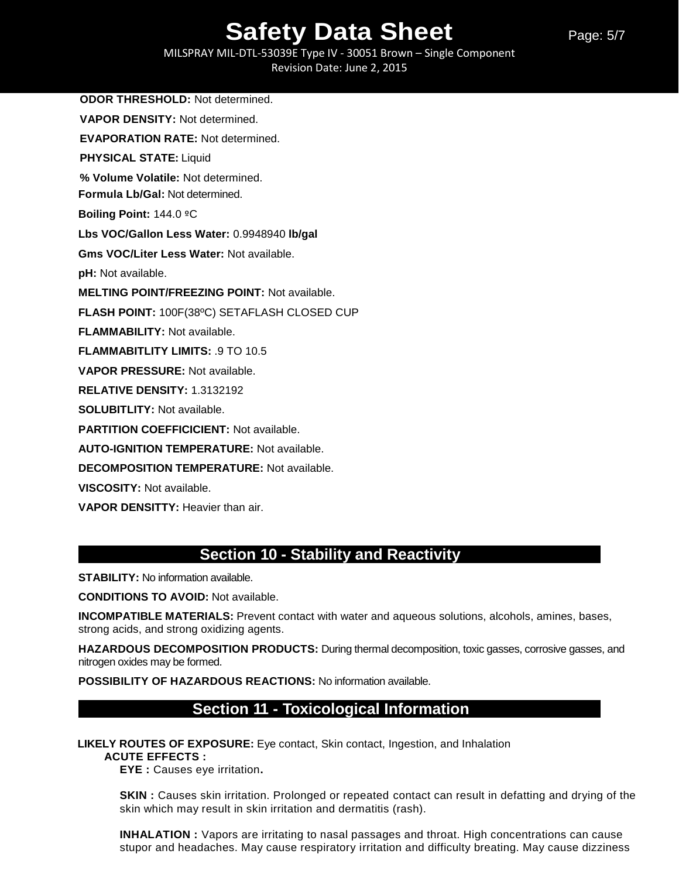**ODOR THRESHOLD:** Not determined.

**VAPOR DENSITY:** Not determined.

**EVAPORATION RATE:** Not determined.

**PHYSICAL STATE:** Liquid

**% Volume Volatile:** Not determined.

**Formula Lb/Gal:** Not determined.

**Boiling Point:** 144.0 ºC

**Lbs VOC/Gallon Less Water:** 0.9948940 **lb/gal**

**Gms VOC/Liter Less Water:** Not available.

**pH:** Not available.

**MELTING POINT/FREEZING POINT:** Not available.

**FLASH POINT:** 100F(38ºC) SETAFLASH CLOSED CUP

**FLAMMABILITY:** Not available.

**FLAMMABITLITY LIMITS:** .9 TO 10.5

**VAPOR PRESSURE:** Not available.

**RELATIVE DENSITY:** 1.3132192

**SOLUBITLITY:** Not available.

**PARTITION COEFFICICIENT:** Not available.

**AUTO-IGNITION TEMPERATURE:** Not available.

**DECOMPOSITION TEMPERATURE:** Not available.

**VISCOSITY:** Not available.

**VAPOR DENSITTY:** Heavier than air.

## Section 10 - Stability and Reactivity

**STABILITY:** No information available.

**CONDITIONS TO AVOID:** Not available.

**INCOMPATIBLE MATERIALS:** Prevent contact with water and aqueous solutions, alcohols, amines, bases, strong acids, and strong oxidizing agents.

**HAZARDOUS DECOMPOSITION PRODUCTS:** During thermal decomposition, toxic gasses, corrosive gasses, and nitrogen oxides may be formed.

**POSSIBILITY OF HAZARDOUS REACTIONS:** No information available.

## Section 11 - Toxicological Information

**LIKELY ROUTES OF EXPOSURE:** Eye contact, Skin contact, Ingestion, and Inhalation

**ACUTE EFFECTS :**

**EYE :** Causes eye irritation**.**

**SKIN :** Causes skin irritation. Prolonged or repeated contact can result in defatting and drying of the skin which may result in skin irritation and dermatitis (rash).

**INHALATION :** Vapors are irritating to nasal passages and throat. High concentrations can cause stupor and headaches. May cause respiratory irritation and difficulty breating. May cause dizziness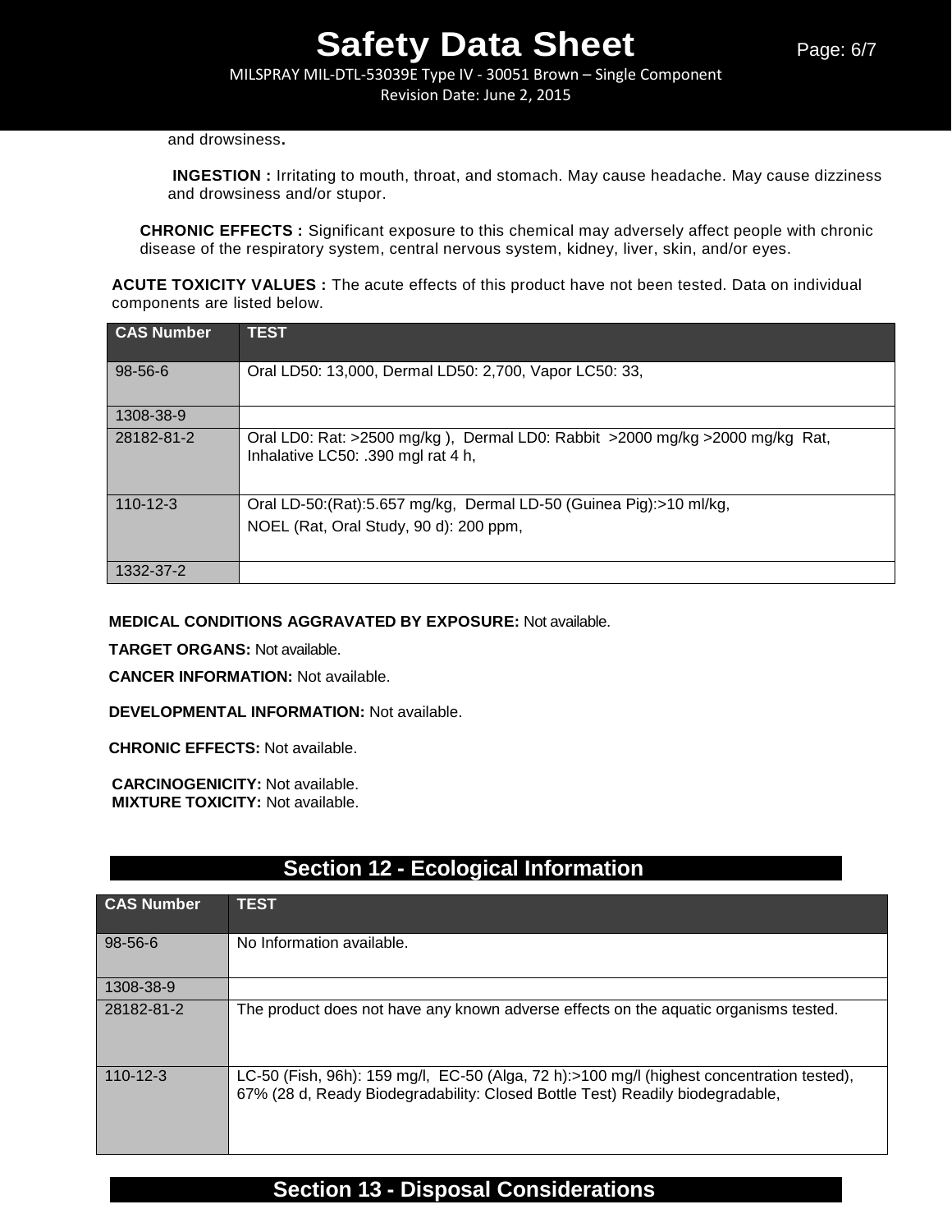and drowsiness.

**INGESTION :** Irritating to mouth, throat, and stomach. May cause headache. May cause dizziness and drowsiness and/or stupor.

**CHRONIC EFFECTS :** Significant exposure to this chemical may adversely affect people with chronic disease of the respiratory system, central nervous system, kidney, liver, skin, and/or eyes.

**ACUTE TOXICITY VALUES :** The acute effects of this product have not been tested. Data on individual components are listed below.

| CAS Number | TEST |
|---|---|
| 98-56-6 | Oral LD50: 13,000, Dermal LD50: 2,700, Vapor LC50: 33, |
| 1308-38-9 | |
| 28182-81-2 | Oral LD0: Rat: >2500 mg/kg ), Dermal LD0: Rabbit >2000 mg/kg >2000 mg/kg Rat, Inhalative LC50: .390 mgl rat 4 h, |
| 110-12-3 | Oral LD-50:(Rat):5.657 mg/kg, Dermal LD-50 (Guinea Pig):>10 ml/kg,<br>NOEL (Rat, Oral Study, 90 d): 200 ppm, |
| 1332-37-2 | |

**MEDICAL CONDITIONS AGGRAVATED BY EXPOSURE:** Not available.

**TARGET ORGANS:** Not available.

**CANCER INFORMATION:** Not available.

**DEVELOPMENTAL INFORMATION:** Not available.

**CHRONIC EFFECTS:** Not available.

**CARCINOGENICITY:** Not available.
**MIXTURE TOXICITY:** Not available.

## Section 12 - Ecological Information

| CAS Number | TEST |
|---|---|
| 98-56-6 | No Information available. |
| 1308-38-9 | |
| 28182-81-2 | The product does not have any known adverse effects on the aquatic organisms tested. |
| 110-12-3 | LC-50 (Fish, 96h): 159 mg/l, EC-50 (Alga, 72 h):>100 mg/l (highest concentration tested), 67% (28 d, Ready Biodegradability: Closed Bottle Test) Readily biodegradable, |

## Section 13 - Disposal Considerations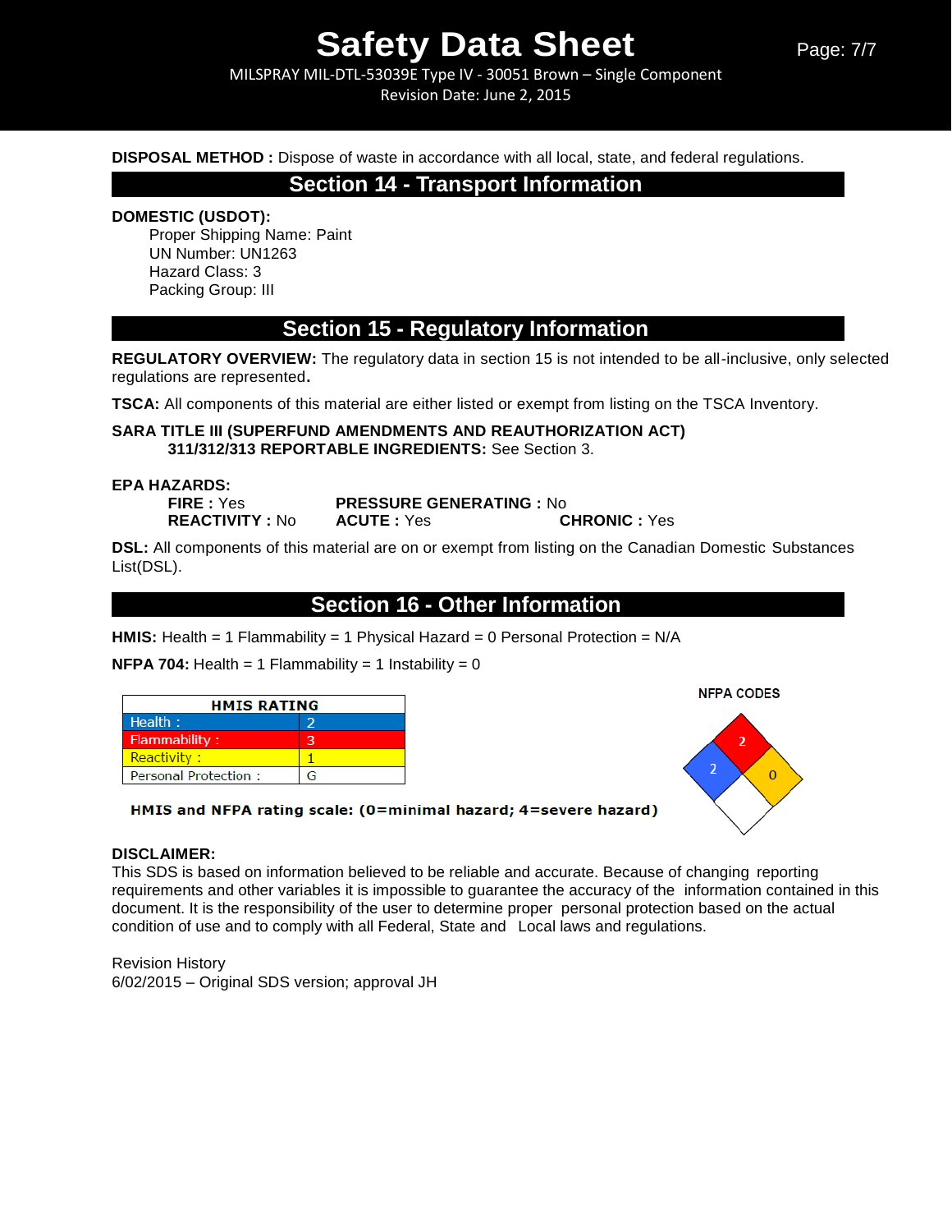**DISPOSAL METHOD :** Dispose of waste in accordance with all local, state, and federal regulations.

## Section 14 - Transport Information

**DOMESTIC (USDOT):**

Proper Shipping Name: Paint
UN Number: UN1263
Hazard Class: 3
Packing Group: III

## Section 15 - Regulatory Information

**REGULATORY OVERVIEW:** The regulatory data in section 15 is not intended to be all-inclusive, only selected regulations are represented**.**

**TSCA:** All components of this material are either listed or exempt from listing on the TSCA Inventory.

**SARA TITLE III (SUPERFUND AMENDMENTS AND REAUTHORIZATION ACT)**
**311/312/313 REPORTABLE INGREDIENTS:** See Section 3.

**EPA HAZARDS:**

**FIRE :** Yes **PRESSURE GENERATING :** No
**REACTIVITY :** No **ACUTE :** Yes **CHRONIC :** Yes

**DSL:** All components of this material are on or exempt from listing on the Canadian Domestic Substances List(DSL).

## Section 16 - Other Information

**HMIS:** Health = 1 Flammability = 1 Physical Hazard = 0 Personal Protection = N/A

**NFPA 704:** Health = 1 Flammability = 1 Instability = 0

| HMIS RATING | |
|---|---|
| Health : | 2 |
| Flammability : | 3 |
| Reactivity : | 1 |
| Personal Protection : | G |

**HMIS and NFPA rating scale: (0=minimal hazard; 4=severe hazard)**

NFPA CODES

2
2
0

**DISCLAIMER:**
This SDS is based on information believed to be reliable and accurate. Because of changing reporting requirements and other variables it is impossible to guarantee the accuracy of the information contained in this document. It is the responsibility of the user to determine proper personal protection based on the actual condition of use and to comply with all Federal, State and Local laws and regulations.

Revision History
6/02/2015 – Original SDS version; approval JH